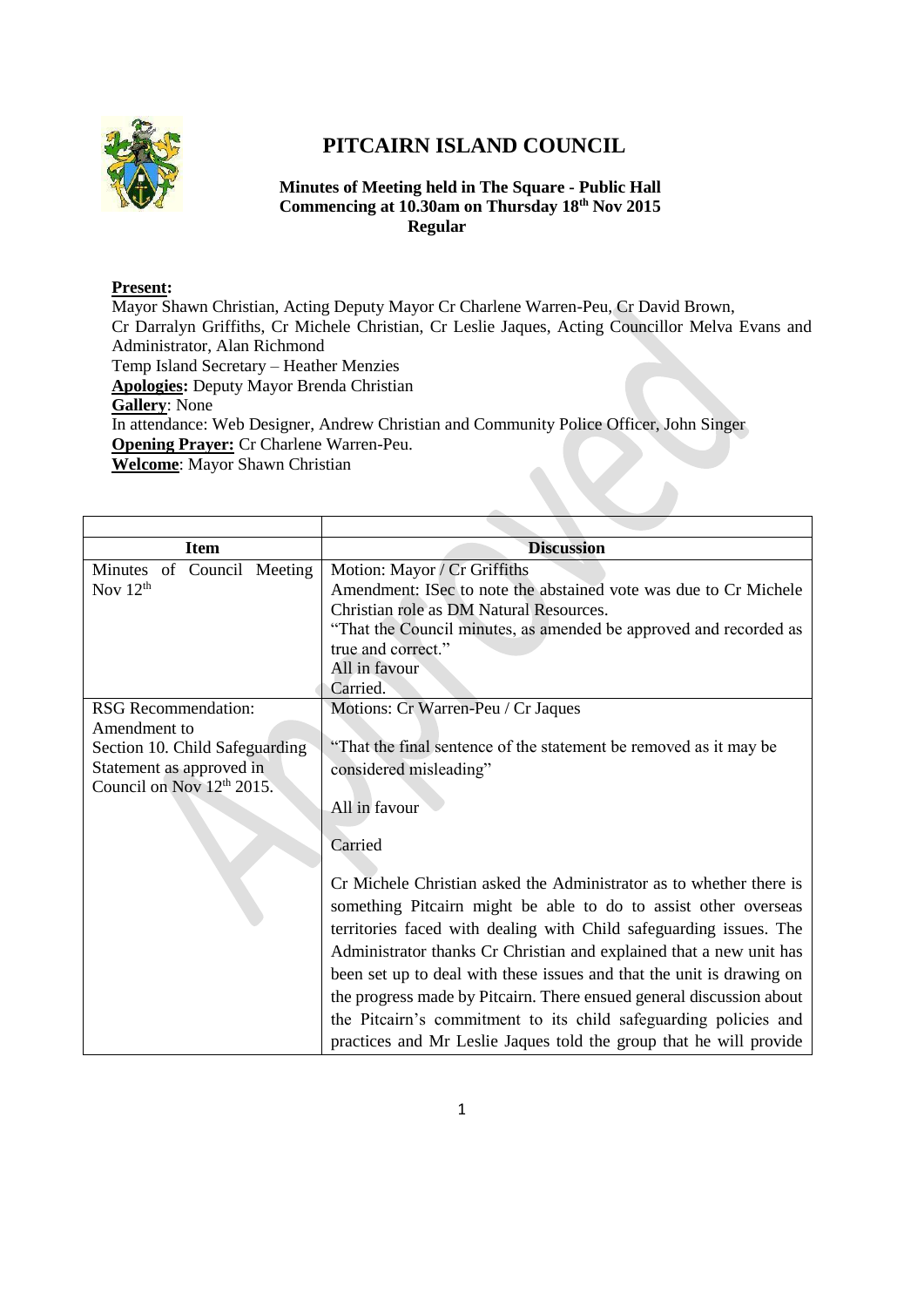# PITCAIRN ISLAND COUNCIL

**Minutes of Meeting held in The Square - Public Hall**
**Commencing at 10.30am on Thursday 18th Nov 2015**
**Regular**

**Present:**
Mayor Shawn Christian, Acting Deputy Mayor Cr Charlene Warren-Peu, Cr David Brown, Cr Darralyn Griffiths, Cr Michele Christian, Cr Leslie Jaques, Acting Councillor Melva Evans and Administrator, Alan Richmond
Temp Island Secretary – Heather Menzies
**Apologies:** Deputy Mayor Brenda Christian
**Gallery**: None
In attendance: Web Designer, Andrew Christian and Community Police Officer, John Singer
**Opening Prayer:** Cr Charlene Warren-Peu.
**Welcome**: Mayor Shawn Christian

| | |
|---|---|
| **Item** | **Discussion** |
| Minutes of Council Meeting Nov 12th | Motion: Mayor / Cr Griffiths<br>Amendment: ISec to note the abstained vote was due to Cr Michele Christian role as DM Natural Resources.<br>"That the Council minutes, as amended be approved and recorded as true and correct."<br>All in favour<br>Carried. |
| RSG Recommendation: Amendment to Section 10. Child Safeguarding Statement as approved in Council on Nov 12th 2015. | Motions: Cr Warren-Peu / Cr Jaques<br><br>"That the final sentence of the statement be removed as it may be considered misleading"<br><br>All in favour<br><br>Carried<br><br>Cr Michele Christian asked the Administrator as to whether there is something Pitcairn might be able to do to assist other overseas territories faced with dealing with Child safeguarding issues. The Administrator thanks Cr Christian and explained that a new unit has been set up to deal with these issues and that the unit is drawing on the progress made by Pitcairn. There ensued general discussion about the Pitcairn's commitment to its child safeguarding policies and practices and Mr Leslie Jaques told the group that he will provide |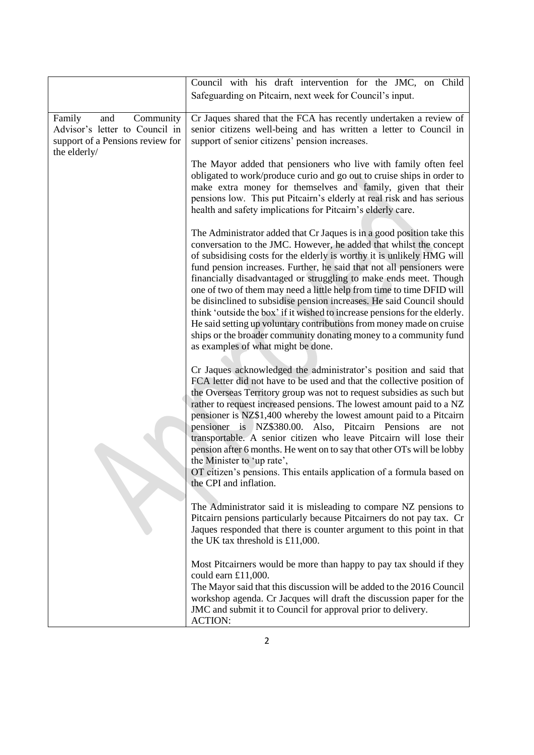| | |
|---|---|
| | Council with his draft intervention for the JMC, on Child Safeguarding on Pitcairn, next week for Council's input. |
| Family and Community Advisor's letter to Council in support of a Pensions review for the elderly/ | Cr Jaques shared that the FCA has recently undertaken a review of senior citizens well-being and has written a letter to Council in support of senior citizens' pension increases.<br><br>The Mayor added that pensioners who live with family often feel obligated to work/produce curio and go out to cruise ships in order to make extra money for themselves and family, given that their pensions low. This put Pitcairn's elderly at real risk and has serious health and safety implications for Pitcairn's elderly care.<br><br>The Administrator added that Cr Jaques is in a good position take this conversation to the JMC. However, he added that whilst the concept of subsidising costs for the elderly is worthy it is unlikely HMG will fund pension increases. Further, he said that not all pensioners were financially disadvantaged or struggling to make ends meet. Though one of two of them may need a little help from time to time DFID will be disinclined to subsidise pension increases. He said Council should think 'outside the box' if it wished to increase pensions for the elderly. He said setting up voluntary contributions from money made on cruise ships or the broader community donating money to a community fund as examples of what might be done.<br><br>Cr Jaques acknowledged the administrator's position and said that FCA letter did not have to be used and that the collective position of the Overseas Territory group was not to request subsidies as such but rather to request increased pensions. The lowest amount paid to a NZ pensioner is NZ$1,400 whereby the lowest amount paid to a Pitcairn pensioner is NZ$380.00. Also, Pitcairn Pensions are not transportable. A senior citizen who leave Pitcairn will lose their pension after 6 months. He went on to say that other OTs will be lobby the Minister to 'up rate',<br>OT citizen's pensions. This entails application of a formula based on the CPI and inflation.<br><br>The Administrator said it is misleading to compare NZ pensions to Pitcairn pensions particularly because Pitcairners do not pay tax. Cr Jaques responded that there is counter argument to this point in that the UK tax threshold is £11,000.<br><br>Most Pitcairners would be more than happy to pay tax should if they could earn £11,000.<br>The Mayor said that this discussion will be added to the 2016 Council workshop agenda. Cr Jacques will draft the discussion paper for the JMC and submit it to Council for approval prior to delivery.<br>ACTION: |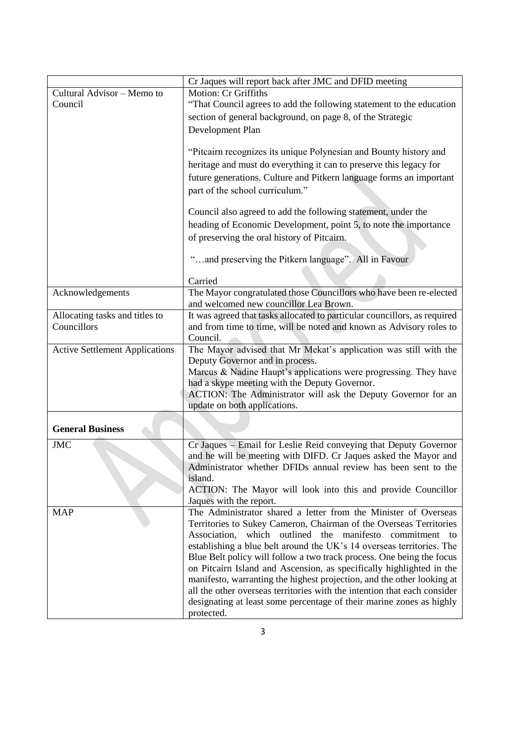| | |
|---|---|
| | Cr Jaques will report back after JMC and DFID meeting |
| Cultural Advisor – Memo to Council | Motion: Cr Griffiths<br>"That Council agrees to add the following statement to the education section of general background, on page 8, of the Strategic Development Plan<br><br>"Pitcairn recognizes its unique Polynesian and Bounty history and heritage and must do everything it can to preserve this legacy for future generations. Culture and Pitkern language forms an important part of the school curriculum."<br><br>Council also agreed to add the following statement, under the heading of Economic Development, point 5, to note the importance of preserving the oral history of Pitcairn.<br><br>"…and preserving the Pitkern language". All in Favour<br><br>Carried |
| Acknowledgements | The Mayor congratulated those Councillors who have been re-elected and welcomed new councillor Lea Brown. |
| Allocating tasks and titles to Councillors | It was agreed that tasks allocated to particular councillors, as required and from time to time, will be noted and known as Advisory roles to Council. |
| Active Settlement Applications | The Mayor advised that Mr Mekat's application was still with the Deputy Governor and in process.<br>Marcus & Nadine Haupt's applications were progressing. They have had a skype meeting with the Deputy Governor.<br>ACTION: The Administrator will ask the Deputy Governor for an update on both applications. |
| **General Business** | |
| JMC | Cr Jaques – Email for Leslie Reid conveying that Deputy Governor and he will be meeting with DIFD. Cr Jaques asked the Mayor and Administrator whether DFIDs annual review has been sent to the island.<br>ACTION: The Mayor will look into this and provide Councillor Jaques with the report. |
| MAP | The Administrator shared a letter from the Minister of Overseas Territories to Sukey Cameron, Chairman of the Overseas Territories Association, which outlined the manifesto commitment to establishing a blue belt around the UK's 14 overseas territories. The Blue Belt policy will follow a two track process. One being the focus on Pitcairn Island and Ascension, as specifically highlighted in the manifesto, warranting the highest projection, and the other looking at all the other overseas territories with the intention that each consider designating at least some percentage of their marine zones as highly protected. |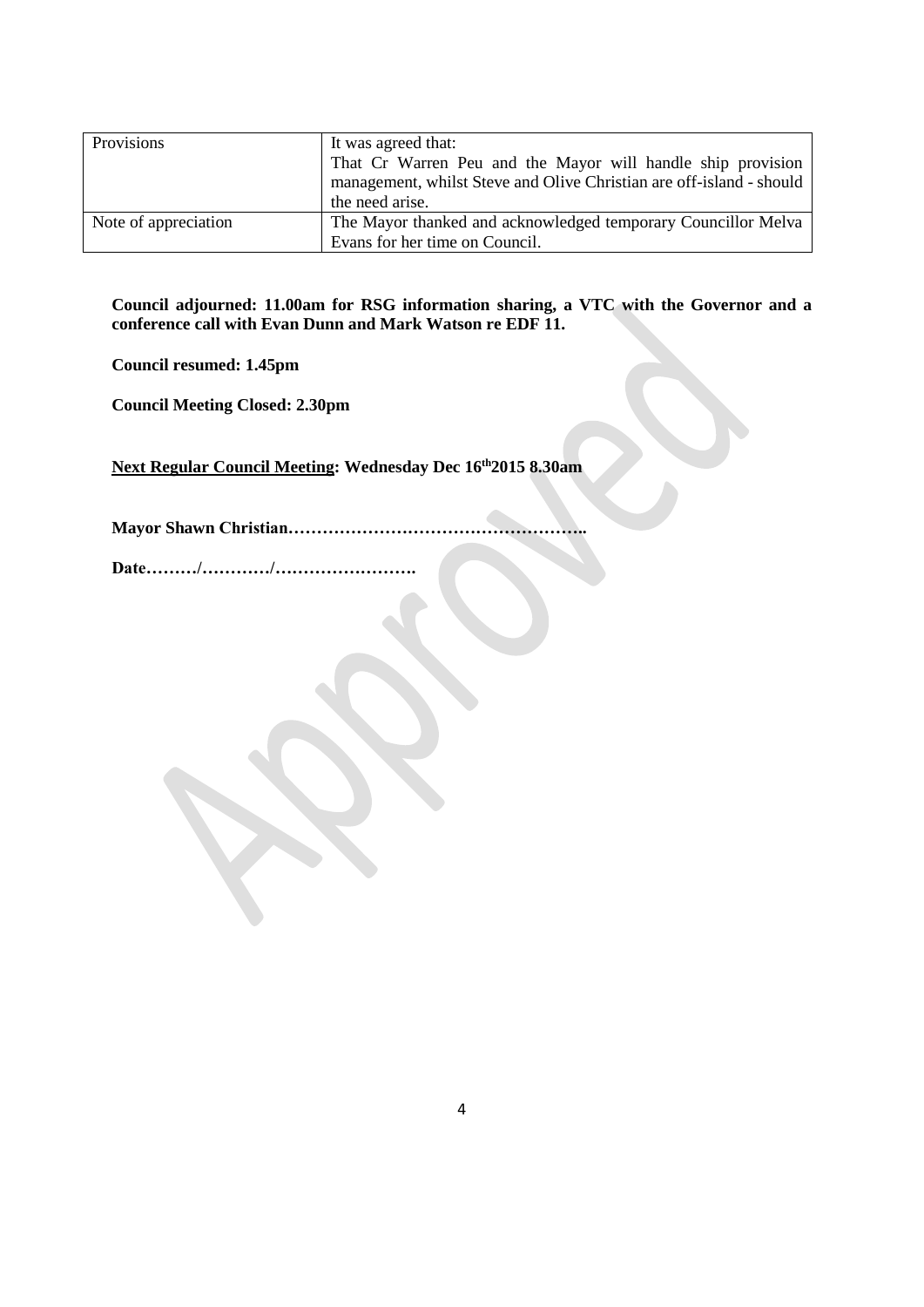| | |
|---|---|
| Provisions | It was agreed that:<br>That Cr Warren Peu and the Mayor will handle ship provision management, whilst Steve and Olive Christian are off-island - should the need arise. |
| Note of appreciation | The Mayor thanked and acknowledged temporary Councillor Melva Evans for her time on Council. |

**Council adjourned: 11.00am for RSG information sharing, a VTC with the Governor and a conference call with Evan Dunn and Mark Watson re EDF 11.**

**Council resumed: 1.45pm**

**Council Meeting Closed: 2.30pm**

**<u>Next Regular Council Meeting</u>: Wednesday Dec 16th 2015 8.30am**

**Mayor Shawn Christian……………………………………………..**

**Date………/…………/…………………….**

Approved